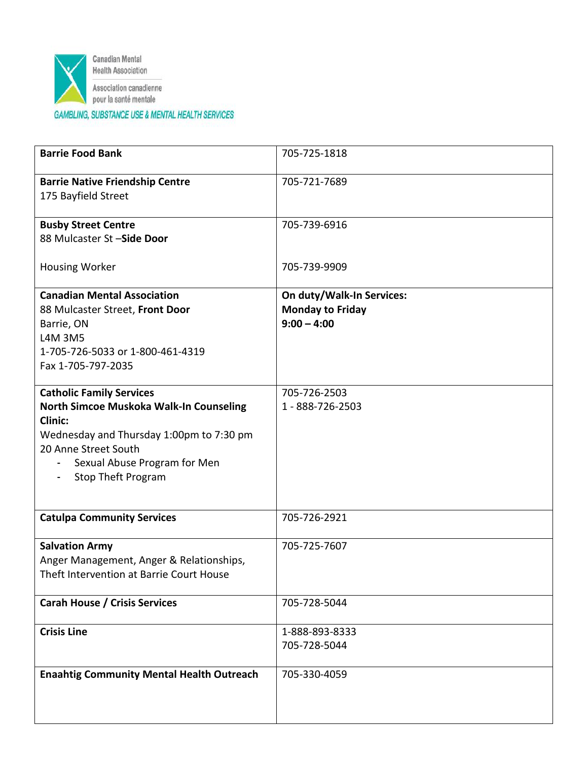Canadian Mental Health Association

Association canadienne pour la santé mentale

GAMBLING, SUBSTANCE USE & MENTAL HEALTH SERVICES

| | |
|---|---|
| **Barrie Food Bank** | 705-725-1818 |
| **Barrie Native Friendship Centre**<br>175 Bayfield Street | 705-721-7689 |
| **Busby Street Centre**<br>88 Mulcaster St –**Side Door**<br><br>Housing Worker | 705-739-6916<br><br><br>705-739-9909 |
| **Canadian Mental Association**<br>88 Mulcaster Street, **Front Door**<br>Barrie, ON<br>L4M 3M5<br>1-705-726-5033 or 1-800-461-4319<br>Fax 1-705-797-2035 | **On duty/Walk-In Services:**<br>**Monday to Friday**<br>**9:00 – 4:00** |
| **Catholic Family Services**<br>**North Simcoe Muskoka Walk-In Counseling Clinic:**<br>Wednesday and Thursday 1:00pm to 7:30 pm<br>20 Anne Street South<br>- Sexual Abuse Program for Men<br>- Stop Theft Program | 705-726-2503<br>1 - 888-726-2503 |
| **Catulpa Community Services** | 705-726-2921 |
| **Salvation Army**<br>Anger Management, Anger & Relationships, Theft Intervention at Barrie Court House | 705-725-7607 |
| **Carah House / Crisis Services** | 705-728-5044 |
| **Crisis Line** | 1-888-893-8333<br>705-728-5044 |
| **Enaahtig Community Mental Health Outreach** | 705-330-4059 |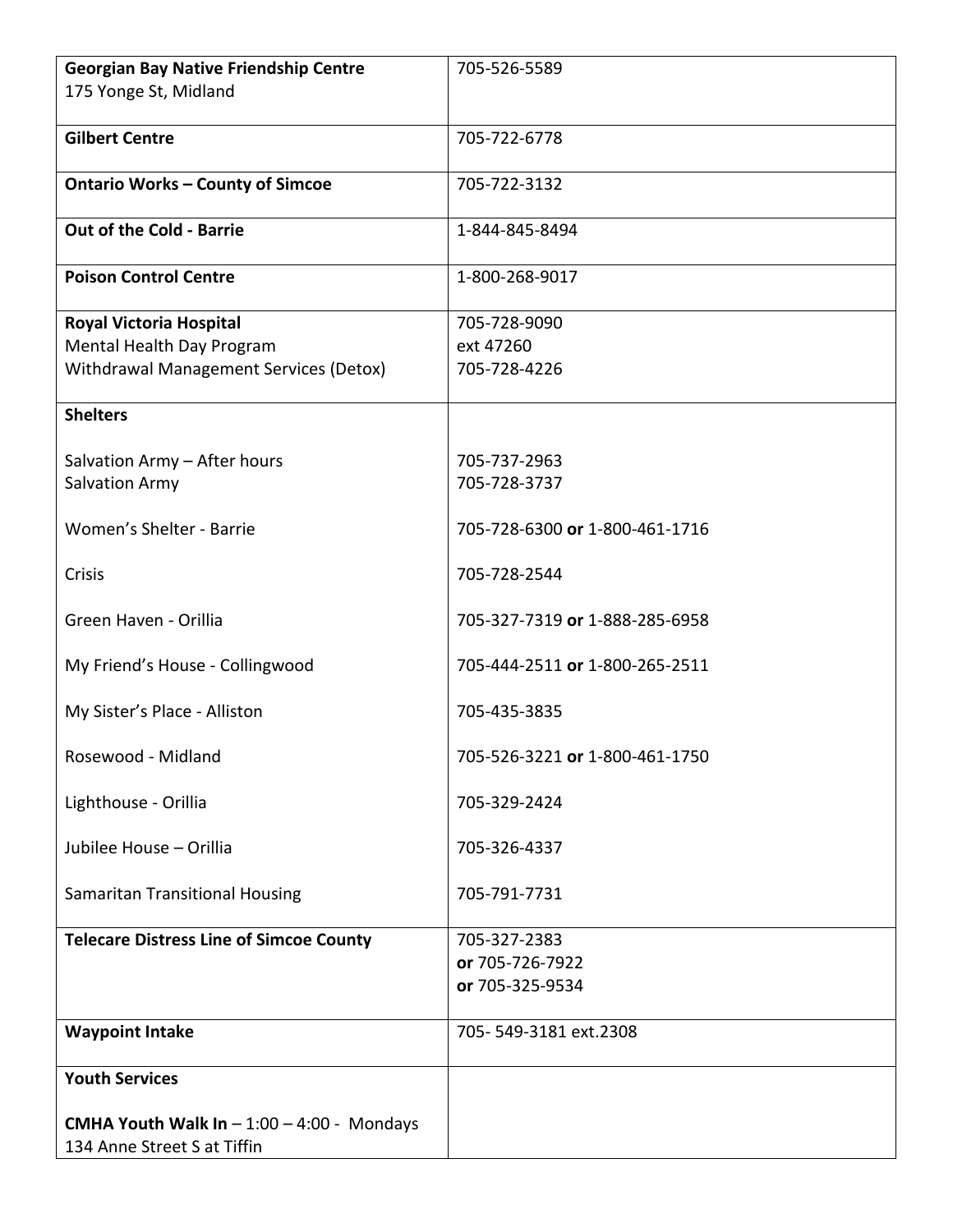| | |
|---|---|
| **Georgian Bay Native Friendship Centre**<br>175 Yonge St, Midland | 705-526-5589 |
| **Gilbert Centre** | 705-722-6778 |
| **Ontario Works – County of Simcoe** | 705-722-3132 |
| **Out of the Cold - Barrie** | 1-844-845-8494 |
| **Poison Control Centre** | 1-800-268-9017 |
| **Royal Victoria Hospital**<br>Mental Health Day Program<br>Withdrawal Management Services (Detox) | 705-728-9090<br>ext 47260<br>705-728-4226 |
| **Shelters**<br><br>Salvation Army – After hours<br>Salvation Army<br><br>Women's Shelter - Barrie<br><br>Crisis<br><br>Green Haven - Orillia<br><br>My Friend's House - Collingwood<br><br>My Sister's Place - Alliston<br><br>Rosewood - Midland<br><br>Lighthouse - Orillia<br><br>Jubilee House – Orillia<br><br>Samaritan Transitional Housing | <br><br>705-737-2963<br>705-728-3737<br><br>705-728-6300 **or** 1-800-461-1716<br><br>705-728-2544<br><br>705-327-7319 **or** 1-888-285-6958<br><br>705-444-2511 **or** 1-800-265-2511<br><br>705-435-3835<br><br>705-526-3221 **or** 1-800-461-1750<br><br>705-329-2424<br><br>705-326-4337<br><br>705-791-7731 |
| **Telecare Distress Line of Simcoe County** | 705-327-2383<br>**or** 705-726-7922<br>**or** 705-325-9534 |
| **Waypoint Intake** | 705- 549-3181 ext.2308 |
| **Youth Services**<br><br>**CMHA Youth Walk In** – 1:00 – 4:00 - Mondays<br>134 Anne Street S at Tiffin | |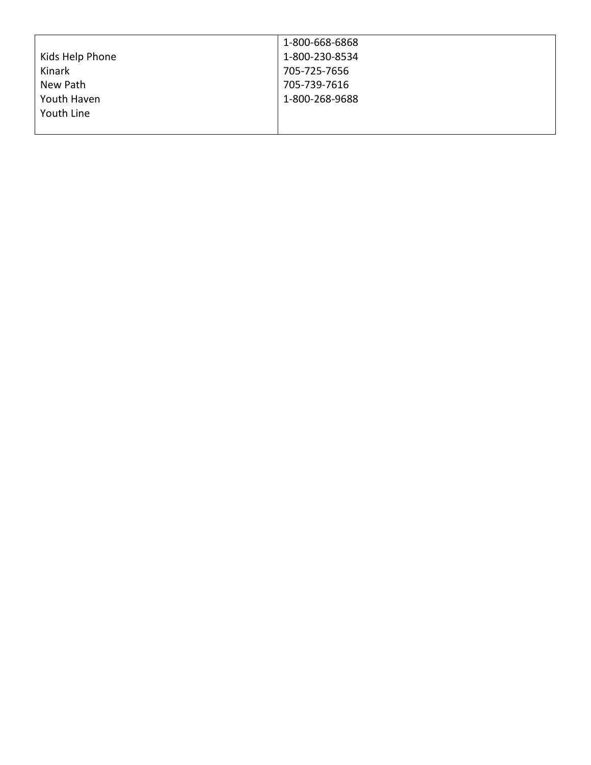| | |
|---|---|
| Kids Help Phone<br>Kinark<br>New Path<br>Youth Haven<br>Youth Line | 1-800-668-6868<br>1-800-230-8534<br>705-725-7656<br>705-739-7616<br>1-800-268-9688 |